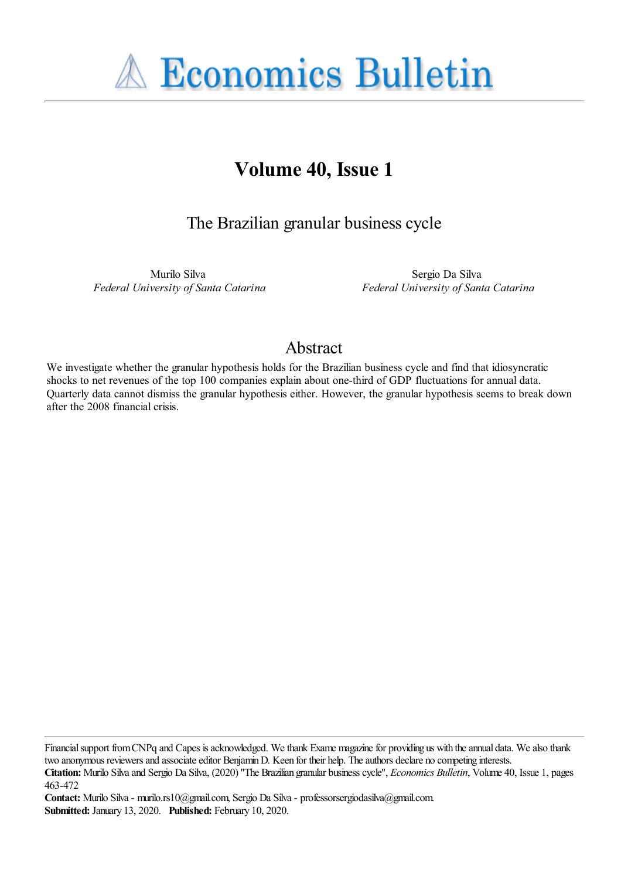# Economics Bulletin

## Volume 40, Issue 1

### The Brazilian granular business cycle

Murilo Silva
*Federal University of Santa Catarina*

Sergio Da Silva
*Federal University of Santa Catarina*

## Abstract

We investigate whether the granular hypothesis holds for the Brazilian business cycle and find that idiosyncratic shocks to net revenues of the top 100 companies explain about one-third of GDP fluctuations for annual data. Quarterly data cannot dismiss the granular hypothesis either. However, the granular hypothesis seems to break down after the 2008 financial crisis.

Financial support from CNPq and Capes is acknowledged. We thank Exame magazine for providing us with the annual data. We also thank two anonymous reviewers and associate editor Benjamin D. Keen for their help. The authors declare no competing interests.

**Citation:** Murilo Silva and Sergio Da Silva, (2020) "The Brazilian granular business cycle", *Economics Bulletin*, Volume 40, Issue 1, pages 463-472

**Contact:** Murilo Silva - murilo.rs10@gmail.com, Sergio Da Silva - professorsergiodasilva@gmail.com.

**Submitted:** January 13, 2020. **Published:** February 10, 2020.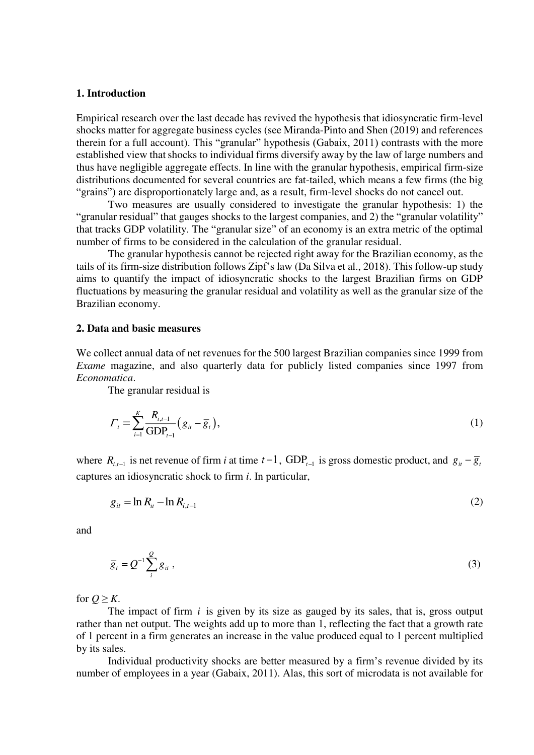## 1. Introduction

Empirical research over the last decade has revived the hypothesis that idiosyncratic firm-level shocks matter for aggregate business cycles (see Miranda-Pinto and Shen (2019) and references therein for a full account). This "granular" hypothesis (Gabaix, 2011) contrasts with the more established view that shocks to individual firms diversify away by the law of large numbers and thus have negligible aggregate effects. In line with the granular hypothesis, empirical firm-size distributions documented for several countries are fat-tailed, which means a few firms (the big "grains") are disproportionately large and, as a result, firm-level shocks do not cancel out.

Two measures are usually considered to investigate the granular hypothesis: 1) the "granular residual" that gauges shocks to the largest companies, and 2) the "granular volatility" that tracks GDP volatility. The "granular size" of an economy is an extra metric of the optimal number of firms to be considered in the calculation of the granular residual.

The granular hypothesis cannot be rejected right away for the Brazilian economy, as the tails of its firm-size distribution follows Zipf's law (Da Silva et al., 2018). This follow-up study aims to quantify the impact of idiosyncratic shocks to the largest Brazilian firms on GDP fluctuations by measuring the granular residual and volatility as well as the granular size of the Brazilian economy.

## 2. Data and basic measures

We collect annual data of net revenues for the 500 largest Brazilian companies since 1999 from *Exame* magazine, and also quarterly data for publicly listed companies since 1997 from *Economatica*.

The granular residual is

$$\Gamma_t = \sum_{i=1}^{K} \frac{R_{i,t-1}}{\text{GDP}_{t-1}} \left( g_{it} - \bar{g}_t \right), \tag{1}$$

where $R_{i,t-1}$ is net revenue of firm *i* at time $t-1$, $\text{GDP}_{t-1}$ is gross domestic product, and $g_{it} - \bar{g}_t$ captures an idiosyncratic shock to firm *i*. In particular,

$$g_{it} = \ln R_{it} - \ln R_{i,t-1} \tag{2}$$

and

$$\bar{g}_t = Q^{-1} \sum_{i}^{Q} g_{it} \,, \tag{3}$$

for $Q \geq K$.

The impact of firm $i$ is given by its size as gauged by its sales, that is, gross output rather than net output. The weights add up to more than 1, reflecting the fact that a growth rate of 1 percent in a firm generates an increase in the value produced equal to 1 percent multiplied by its sales.

Individual productivity shocks are better measured by a firm's revenue divided by its number of employees in a year (Gabaix, 2011). Alas, this sort of microdata is not available for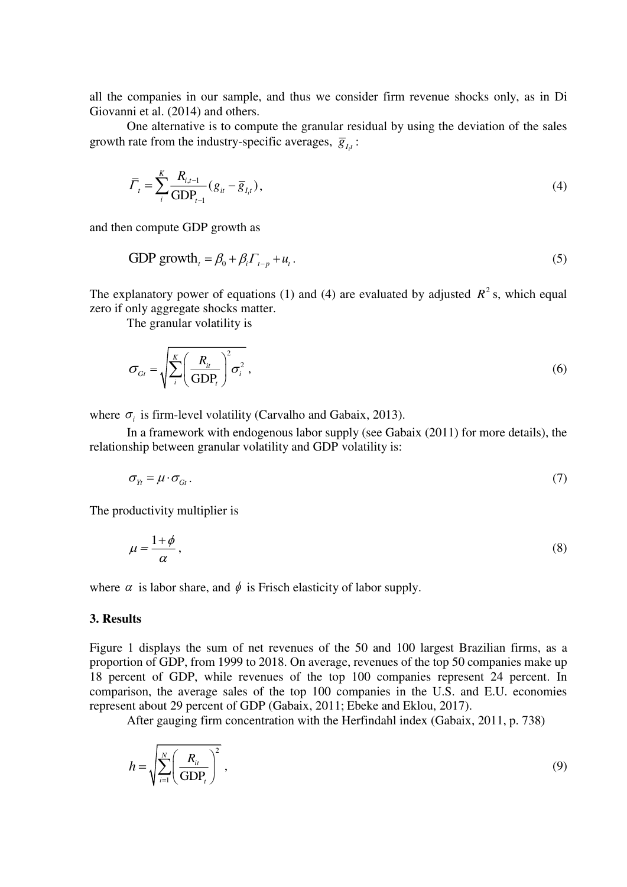all the companies in our sample, and thus we consider firm revenue shocks only, as in Di Giovanni et al. (2014) and others.

One alternative is to compute the granular residual by using the deviation of the sales growth rate from the industry-specific averages, $\overline{g}_{I_i t}$:

$$\bar{\Gamma}_t = \sum_i^K \frac{R_{i,t-1}}{\text{GDP}_{t-1}}(g_{it} - \overline{g}_{I_i t}), \tag{4}$$

and then compute GDP growth as

$$\text{GDP growth}_t = \beta_0 + \beta_i \Gamma_{t-p} + u_t. \tag{5}$$

The explanatory power of equations (1) and (4) are evaluated by adjusted $R^2$ s, which equal zero if only aggregate shocks matter.

The granular volatility is

$$\sigma_{Gt} = \sqrt{\sum_i^K \left(\frac{R_{it}}{\text{GDP}_t}\right)^2 \sigma_i^2}, \tag{6}$$

where $\sigma_i$ is firm-level volatility (Carvalho and Gabaix, 2013).

In a framework with endogenous labor supply (see Gabaix (2011) for more details), the relationship between granular volatility and GDP volatility is:

$$\sigma_{Yt} = \mu \cdot \sigma_{Gt}. \tag{7}$$

The productivity multiplier is

$$\mu = \frac{1+\phi}{\alpha}, \tag{8}$$

where $\alpha$ is labor share, and $\phi$ is Frisch elasticity of labor supply.

### 3. Results

Figure 1 displays the sum of net revenues of the 50 and 100 largest Brazilian firms, as a proportion of GDP, from 1999 to 2018. On average, revenues of the top 50 companies make up 18 percent of GDP, while revenues of the top 100 companies represent 24 percent. In comparison, the average sales of the top 100 companies in the U.S. and E.U. economies represent about 29 percent of GDP (Gabaix, 2011; Ebeke and Eklou, 2017).

After gauging firm concentration with the Herfindahl index (Gabaix, 2011, p. 738)

$$h = \sqrt{\sum_{i=1}^N \left(\frac{R_{it}}{\text{GDP}_t}\right)^2}, \tag{9}$$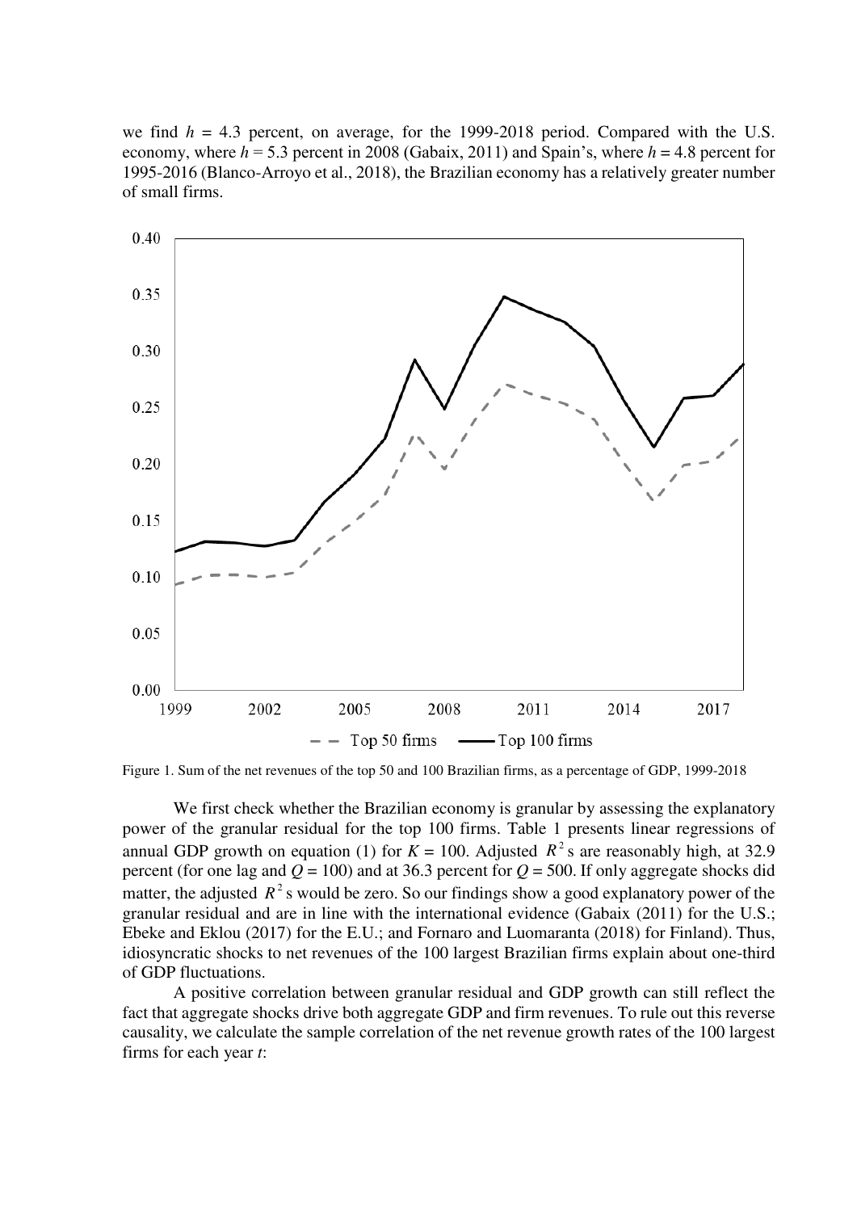we find $h$ = 4.3 percent, on average, for the 1999-2018 period. Compared with the U.S. economy, where $h$ = 5.3 percent in 2008 (Gabaix, 2011) and Spain's, where $h$ = 4.8 percent for 1995-2016 (Blanco-Arroyo et al., 2018), the Brazilian economy has a relatively greater number of small firms.

Figure 1. Sum of the net revenues of the top 50 and 100 Brazilian firms, as a percentage of GDP, 1999-2018

We first check whether the Brazilian economy is granular by assessing the explanatory power of the granular residual for the top 100 firms. Table 1 presents linear regressions of annual GDP growth on equation (1) for $K$ = 100. Adjusted $R^2$s are reasonably high, at 32.9 percent (for one lag and $Q$ = 100) and at 36.3 percent for $Q$ = 500. If only aggregate shocks did matter, the adjusted $R^2$s would be zero. So our findings show a good explanatory power of the granular residual and are in line with the international evidence (Gabaix (2011) for the U.S.; Ebeke and Eklou (2017) for the E.U.; and Fornaro and Luomaranta (2018) for Finland). Thus, idiosyncratic shocks to net revenues of the 100 largest Brazilian firms explain about one-third of GDP fluctuations.

A positive correlation between granular residual and GDP growth can still reflect the fact that aggregate shocks drive both aggregate GDP and firm revenues. To rule out this reverse causality, we calculate the sample correlation of the net revenue growth rates of the 100 largest firms for each year $t$: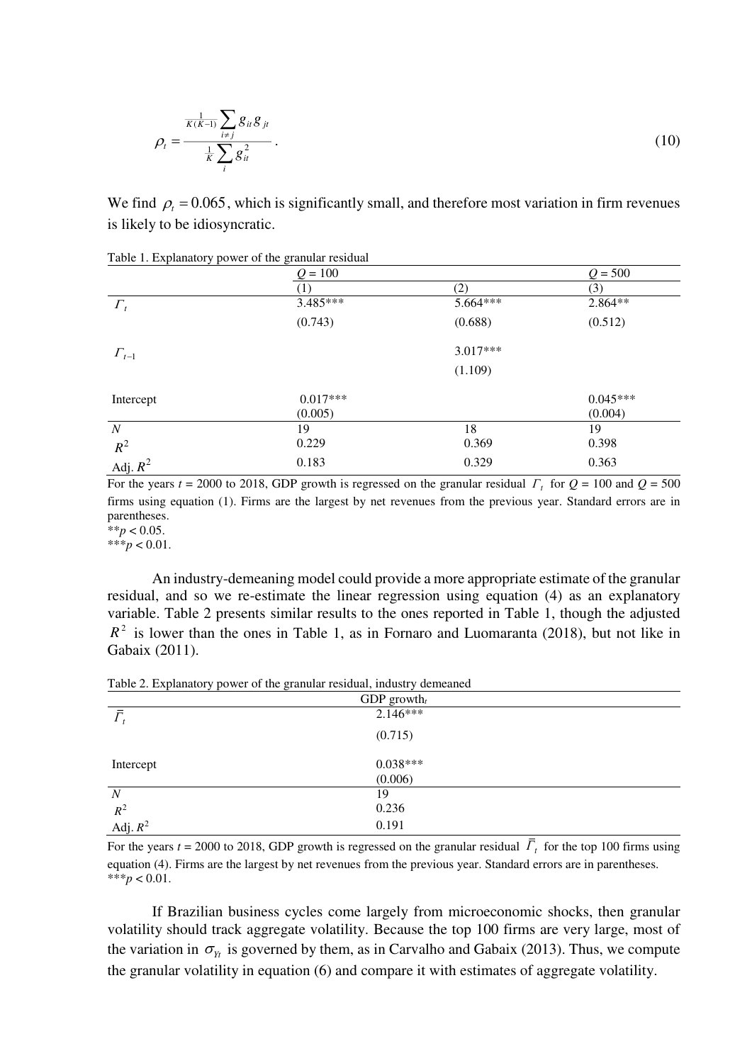$$\rho_t = \frac{\frac{1}{K(K-1)} \sum_{i \neq j} g_{it} g_{jt}}{\frac{1}{K} \sum_{i} g_{it}^2}. \tag{10}$$

We find $\rho_t = 0.065$, which is significantly small, and therefore most variation in firm revenues is likely to be idiosyncratic.

Table 1. Explanatory power of the granular residual

| | $Q$ = 100 | | $Q$ = 500 |
|---|---|---|---|
| | (1) | (2) | (3) |
| $\Gamma_t$ | 3.485*** | 5.664*** | 2.864** |
| | (0.743) | (0.688) | (0.512) |
| $\Gamma_{t-1}$ | | 3.017*** | |
| | | (1.109) | |
| Intercept | 0.017*** | | 0.045*** |
| | (0.005) | | (0.004) |
| $N$ | 19 | 18 | 19 |
| $R^2$ | 0.229 | 0.369 | 0.398 |
| Adj. $R^2$ | 0.183 | 0.329 | 0.363 |

For the years $t$ = 2000 to 2018, GDP growth is regressed on the granular residual $\Gamma_t$ for $Q$ = 100 and $Q$ = 500 firms using equation (1). Firms are the largest by net revenues from the previous year. Standard errors are in parentheses.
**$p < 0.05$.
***$p < 0.01$.

An industry-demeaning model could provide a more appropriate estimate of the granular residual, and so we re-estimate the linear regression using equation (4) as an explanatory variable. Table 2 presents similar results to the ones reported in Table 1, though the adjusted $R^2$ is lower than the ones in Table 1, as in Fornaro and Luomaranta (2018), but not like in Gabaix (2011).

Table 2. Explanatory power of the granular residual, industry demeaned

| | GDP growth$_t$ |
|---|---|
| $\bar{\Gamma}_t$ | 2.146*** |
| | (0.715) |
| Intercept | 0.038*** |
| | (0.006) |
| $N$ | 19 |
| $R^2$ | 0.236 |
| Adj. $R^2$ | 0.191 |

For the years $t$ = 2000 to 2018, GDP growth is regressed on the granular residual $\bar{\Gamma}_t$ for the top 100 firms using equation (4). Firms are the largest by net revenues from the previous year. Standard errors are in parentheses.
***$p < 0.01$.

If Brazilian business cycles come largely from microeconomic shocks, then granular volatility should track aggregate volatility. Because the top 100 firms are very large, most of the variation in $\sigma_{Y_t}$ is governed by them, as in Carvalho and Gabaix (2013). Thus, we compute the granular volatility in equation (6) and compare it with estimates of aggregate volatility.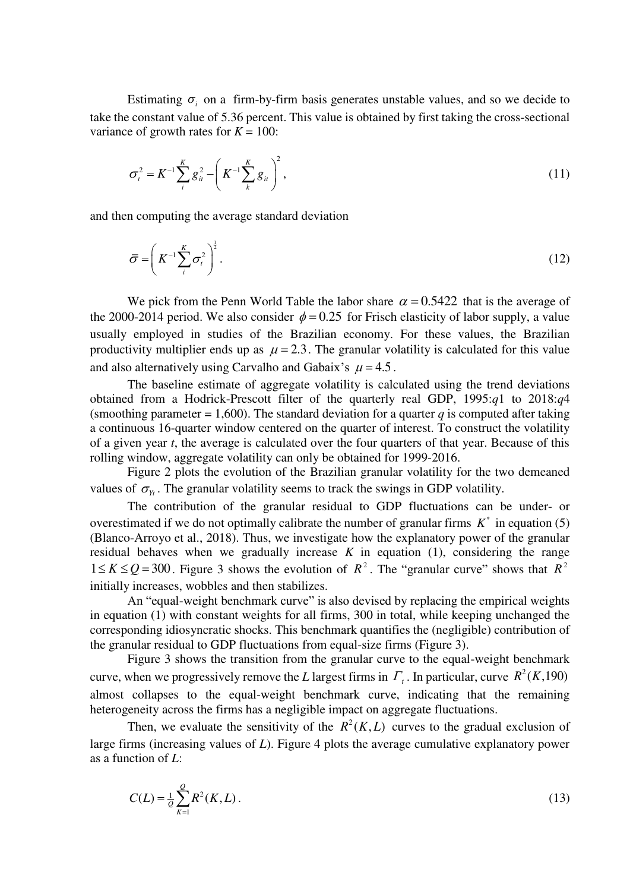Estimating $\sigma_i$ on a firm-by-firm basis generates unstable values, and so we decide to take the constant value of 5.36 percent. This value is obtained by first taking the cross-sectional variance of growth rates for $K = 100$:

$$\sigma_t^2 = K^{-1}\sum_i^K g_{it}^2 - \left(K^{-1}\sum_k^K g_{it}\right)^2, \tag{11}$$

and then computing the average standard deviation

$$\bar{\sigma} = \left(K^{-1}\sum_i^K \sigma_t^2\right)^{\frac{1}{2}}. \tag{12}$$

We pick from the Penn World Table the labor share $\alpha = 0.5422$ that is the average of the 2000-2014 period. We also consider $\phi = 0.25$ for Frisch elasticity of labor supply, a value usually employed in studies of the Brazilian economy. For these values, the Brazilian productivity multiplier ends up as $\mu = 2.3$. The granular volatility is calculated for this value and also alternatively using Carvalho and Gabaix's $\mu = 4.5$.

The baseline estimate of aggregate volatility is calculated using the trend deviations obtained from a Hodrick-Prescott filter of the quarterly real GDP, 1995:*q*1 to 2018:*q*4 (smoothing parameter = 1,600). The standard deviation for a quarter *q* is computed after taking a continuous 16-quarter window centered on the quarter of interest. To construct the volatility of a given year *t*, the average is calculated over the four quarters of that year. Because of this rolling window, aggregate volatility can only be obtained for 1999-2016.

Figure 2 plots the evolution of the Brazilian granular volatility for the two demeaned values of $\sigma_{Yt}$. The granular volatility seems to track the swings in GDP volatility.

The contribution of the granular residual to GDP fluctuations can be under- or overestimated if we do not optimally calibrate the number of granular firms $K^*$ in equation (5) (Blanco-Arroyo et al., 2018). Thus, we investigate how the explanatory power of the granular residual behaves when we gradually increase $K$ in equation (1), considering the range $1 \le K \le Q = 300$. Figure 3 shows the evolution of $R^2$. The "granular curve" shows that $R^2$ initially increases, wobbles and then stabilizes.

An "equal-weight benchmark curve" is also devised by replacing the empirical weights in equation (1) with constant weights for all firms, 300 in total, while keeping unchanged the corresponding idiosyncratic shocks. This benchmark quantifies the (negligible) contribution of the granular residual to GDP fluctuations from equal-size firms (Figure 3).

Figure 3 shows the transition from the granular curve to the equal-weight benchmark curve, when we progressively remove the *L* largest firms in $\Gamma_t$. In particular, curve $R^2(K,190)$ almost collapses to the equal-weight benchmark curve, indicating that the remaining heterogeneity across the firms has a negligible impact on aggregate fluctuations.

Then, we evaluate the sensitivity of the $R^2(K,L)$ curves to the gradual exclusion of large firms (increasing values of *L*). Figure 4 plots the average cumulative explanatory power as a function of *L*:

$$C(L) = \tfrac{1}{Q}\sum_{K=1}^{Q} R^2(K,L). \tag{13}$$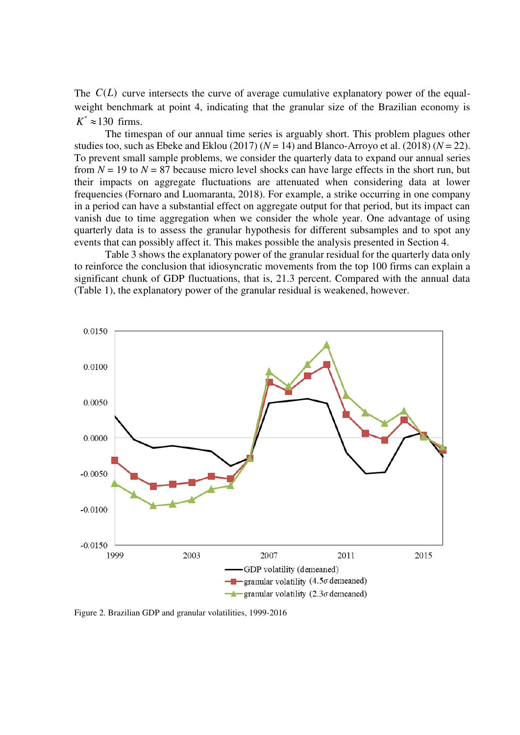The $C(L)$ curve intersects the curve of average cumulative explanatory power of the equal-weight benchmark at point 4, indicating that the granular size of the Brazilian economy is $K^* \approx 130$ firms.

The timespan of our annual time series is arguably short. This problem plagues other studies too, such as Ebeke and Eklou (2017) ($N = 14$) and Blanco-Arroyo et al. (2018) ($N = 22$). To prevent small sample problems, we consider the quarterly data to expand our annual series from $N = 19$ to $N = 87$ because micro level shocks can have large effects in the short run, but their impacts on aggregate fluctuations are attenuated when considering data at lower frequencies (Fornaro and Luomaranta, 2018). For example, a strike occurring in one company in a period can have a substantial effect on aggregate output for that period, but its impact can vanish due to time aggregation when we consider the whole year. One advantage of using quarterly data is to assess the granular hypothesis for different subsamples and to spot any events that can possibly affect it. This makes possible the analysis presented in Section 4.

Table 3 shows the explanatory power of the granular residual for the quarterly data only to reinforce the conclusion that idiosyncratic movements from the top 100 firms can explain a significant chunk of GDP fluctuations, that is, 21.3 percent. Compared with the annual data (Table 1), the explanatory power of the granular residual is weakened, however.

Figure 2. Brazilian GDP and granular volatilities, 1999-2016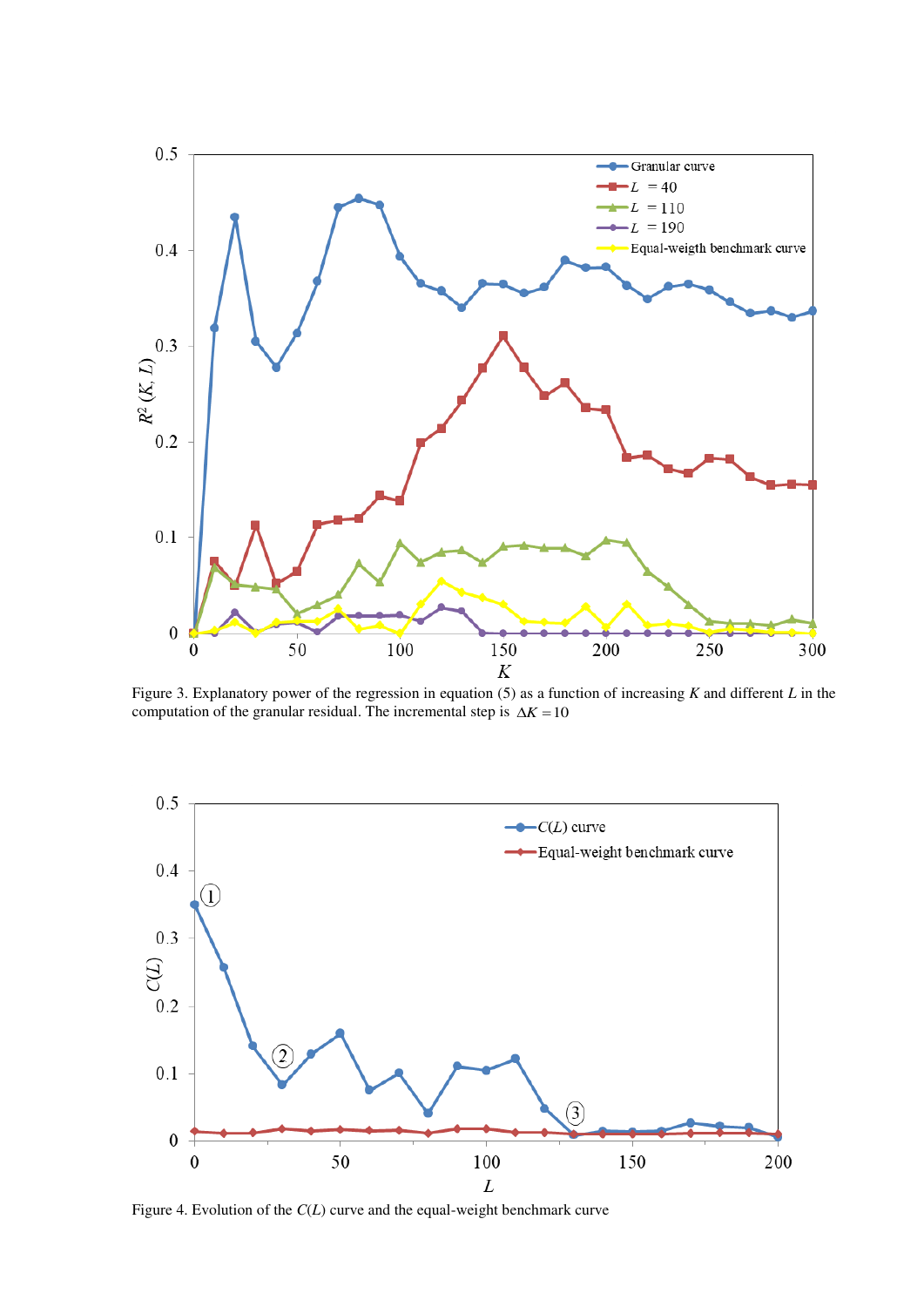Figure 3. Explanatory power of the regression in equation (5) as a function of increasing $K$ and different $L$ in the computation of the granular residual. The incremental step is $\Delta K = 10$

Figure 4. Evolution of the $C(L)$ curve and the equal-weight benchmark curve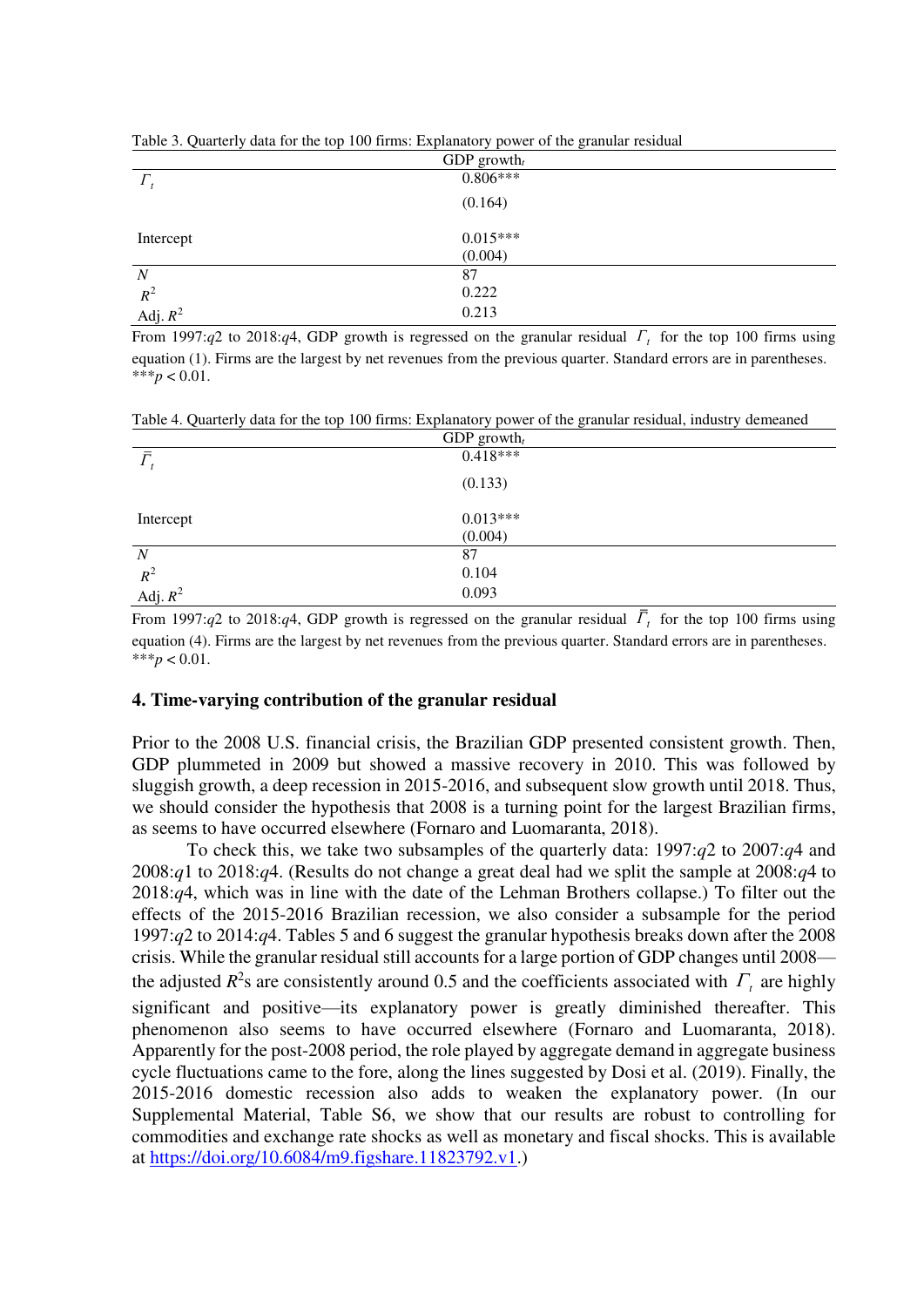Table 3. Quarterly data for the top 100 firms: Explanatory power of the granular residual

| | GDP growth$_t$ |
|---|---|
| $\Gamma_t$ | 0.806*** |
| | (0.164) |
| Intercept | 0.015*** |
| | (0.004) |
| $N$ | 87 |
| $R^2$ | 0.222 |
| Adj. $R^2$ | 0.213 |

From 1997:$q$2 to 2018:$q$4, GDP growth is regressed on the granular residual $\Gamma_t$ for the top 100 firms using equation (1). Firms are the largest by net revenues from the previous quarter. Standard errors are in parentheses. ***$p < 0.01$.

Table 4. Quarterly data for the top 100 firms: Explanatory power of the granular residual, industry demeaned

| | GDP growth$_t$ |
|---|---|
| $\bar{\Gamma}_t$ | 0.418*** |
| | (0.133) |
| Intercept | 0.013*** |
| | (0.004) |
| $N$ | 87 |
| $R^2$ | 0.104 |
| Adj. $R^2$ | 0.093 |

From 1997:$q$2 to 2018:$q$4, GDP growth is regressed on the granular residual $\bar{\Gamma}_t$ for the top 100 firms using equation (4). Firms are the largest by net revenues from the previous quarter. Standard errors are in parentheses. ***$p < 0.01$.

## 4. Time-varying contribution of the granular residual

Prior to the 2008 U.S. financial crisis, the Brazilian GDP presented consistent growth. Then, GDP plummeted in 2009 but showed a massive recovery in 2010. This was followed by sluggish growth, a deep recession in 2015-2016, and subsequent slow growth until 2018. Thus, we should consider the hypothesis that 2008 is a turning point for the largest Brazilian firms, as seems to have occurred elsewhere (Fornaro and Luomaranta, 2018).

To check this, we take two subsamples of the quarterly data: 1997:$q$2 to 2007:$q$4 and 2008:$q$1 to 2018:$q$4. (Results do not change a great deal had we split the sample at 2008:$q$4 to 2018:$q$4, which was in line with the date of the Lehman Brothers collapse.) To filter out the effects of the 2015-2016 Brazilian recession, we also consider a subsample for the period 1997:$q$2 to 2014:$q$4. Tables 5 and 6 suggest the granular hypothesis breaks down after the 2008 crisis. While the granular residual still accounts for a large portion of GDP changes until 2008—the adjusted $R^2$s are consistently around 0.5 and the coefficients associated with $\Gamma_t$ are highly significant and positive—its explanatory power is greatly diminished thereafter. This phenomenon also seems to have occurred elsewhere (Fornaro and Luomaranta, 2018). Apparently for the post-2008 period, the role played by aggregate demand in aggregate business cycle fluctuations came to the fore, along the lines suggested by Dosi et al. (2019). Finally, the 2015-2016 domestic recession also adds to weaken the explanatory power. (In our Supplemental Material, Table S6, we show that our results are robust to controlling for commodities and exchange rate shocks as well as monetary and fiscal shocks. This is available at https://doi.org/10.6084/m9.figshare.11823792.v1.)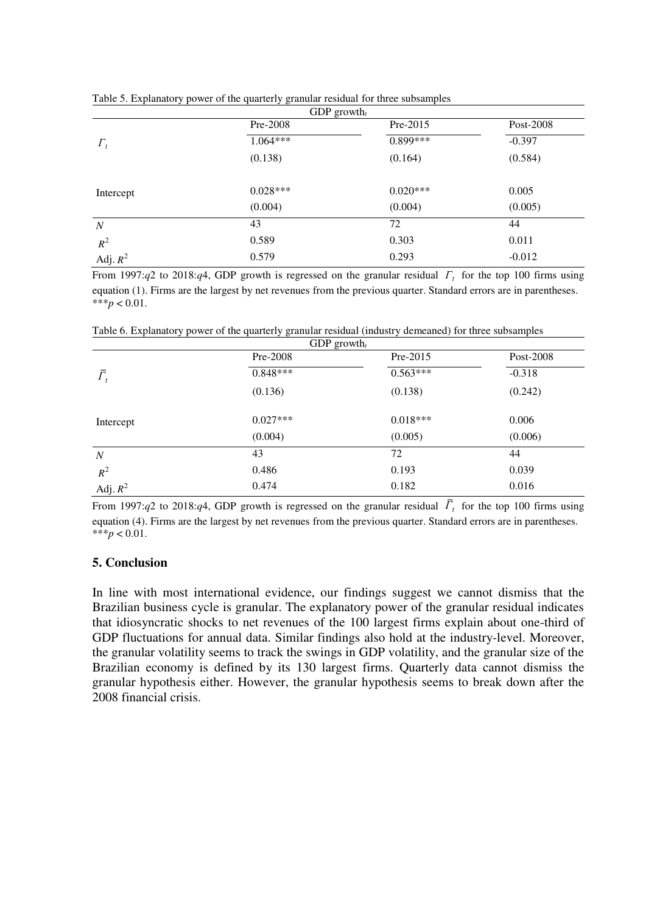Table 5. Explanatory power of the quarterly granular residual for three subsamples

| | GDP growth$_t$ | | |
|---|---|---|---|
| | Pre-2008 | Pre-2015 | Post-2008 |
| $\Gamma_t$ | 1.064*** | 0.899*** | -0.397 |
| | (0.138) | (0.164) | (0.584) |
| Intercept | 0.028*** | 0.020*** | 0.005 |
| | (0.004) | (0.004) | (0.005) |
| $N$ | 43 | 72 | 44 |
| $R^2$ | 0.589 | 0.303 | 0.011 |
| Adj. $R^2$ | 0.579 | 0.293 | -0.012 |

From 1997:*q*2 to 2018:*q*4, GDP growth is regressed on the granular residual $\Gamma_t$ for the top 100 firms using equation (1). Firms are the largest by net revenues from the previous quarter. Standard errors are in parentheses. ***$p < 0.01$.

Table 6. Explanatory power of the quarterly granular residual (industry demeaned) for three subsamples

| | GDP growth$_t$ | | |
|---|---|---|---|
| | Pre-2008 | Pre-2015 | Post-2008 |
| $\bar{\Gamma}_t$ | 0.848*** | 0.563*** | -0.318 |
| | (0.136) | (0.138) | (0.242) |
| Intercept | 0.027*** | 0.018*** | 0.006 |
| | (0.004) | (0.005) | (0.006) |
| $N$ | 43 | 72 | 44 |
| $R^2$ | 0.486 | 0.193 | 0.039 |
| Adj. $R^2$ | 0.474 | 0.182 | 0.016 |

From 1997:*q*2 to 2018:*q*4, GDP growth is regressed on the granular residual $\bar{\Gamma}_t$ for the top 100 firms using equation (4). Firms are the largest by net revenues from the previous quarter. Standard errors are in parentheses. ***$p < 0.01$.

## 5. Conclusion

In line with most international evidence, our findings suggest we cannot dismiss that the Brazilian business cycle is granular. The explanatory power of the granular residual indicates that idiosyncratic shocks to net revenues of the 100 largest firms explain about one-third of GDP fluctuations for annual data. Similar findings also hold at the industry-level. Moreover, the granular volatility seems to track the swings in GDP volatility, and the granular size of the Brazilian economy is defined by its 130 largest firms. Quarterly data cannot dismiss the granular hypothesis either. However, the granular hypothesis seems to break down after the 2008 financial crisis.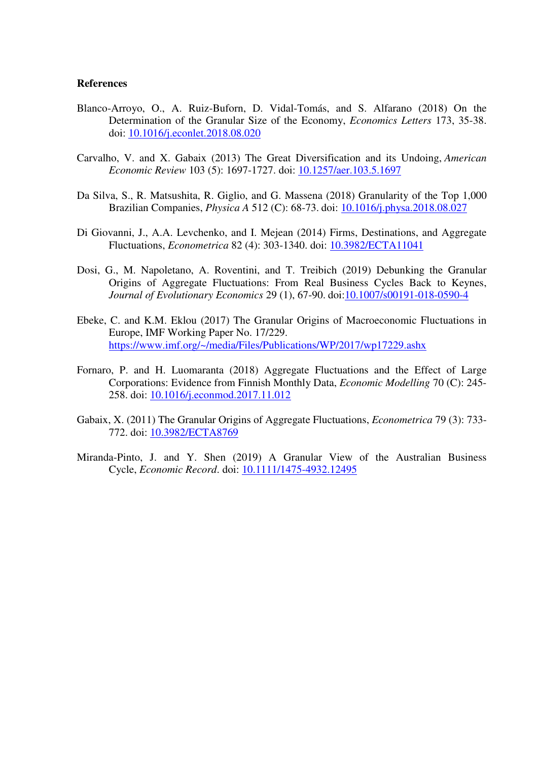**References**

Blanco-Arroyo, O., A. Ruiz-Buforn, D. Vidal-Tomás, and S. Alfarano (2018) On the Determination of the Granular Size of the Economy, *Economics Letters* 173, 35-38. doi: 10.1016/j.econlet.2018.08.020

Carvalho, V. and X. Gabaix (2013) The Great Diversification and its Undoing, *American Economic Review* 103 (5): 1697-1727. doi: 10.1257/aer.103.5.1697

Da Silva, S., R. Matsushita, R. Giglio, and G. Massena (2018) Granularity of the Top 1,000 Brazilian Companies, *Physica A* 512 (C): 68-73. doi: 10.1016/j.physa.2018.08.027

Di Giovanni, J., A.A. Levchenko, and I. Mejean (2014) Firms, Destinations, and Aggregate Fluctuations, *Econometrica* 82 (4): 303-1340. doi: 10.3982/ECTA11041

Dosi, G., M. Napoletano, A. Roventini, and T. Treibich (2019) Debunking the Granular Origins of Aggregate Fluctuations: From Real Business Cycles Back to Keynes, *Journal of Evolutionary Economics* 29 (1), 67-90. doi:10.1007/s00191-018-0590-4

Ebeke, C. and K.M. Eklou (2017) The Granular Origins of Macroeconomic Fluctuations in Europe, IMF Working Paper No. 17/229. https://www.imf.org/~/media/Files/Publications/WP/2017/wp17229.ashx

Fornaro, P. and H. Luomaranta (2018) Aggregate Fluctuations and the Effect of Large Corporations: Evidence from Finnish Monthly Data, *Economic Modelling* 70 (C): 245-258. doi: 10.1016/j.econmod.2017.11.012

Gabaix, X. (2011) The Granular Origins of Aggregate Fluctuations, *Econometrica* 79 (3): 733-772. doi: 10.3982/ECTA8769

Miranda-Pinto, J. and Y. Shen (2019) A Granular View of the Australian Business Cycle, *Economic Record*. doi: 10.1111/1475-4932.12495